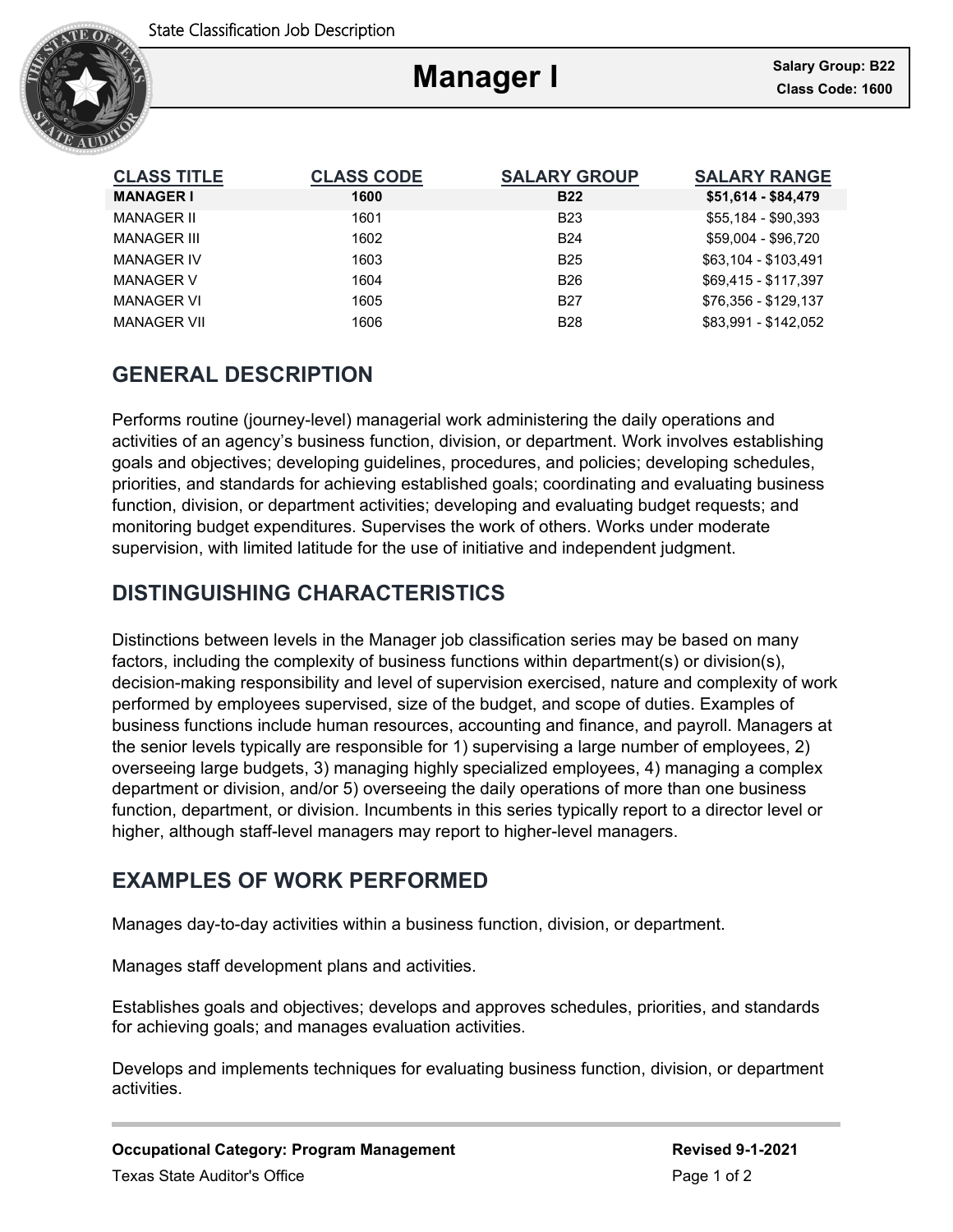State Classification Job Description

# Manager I

**Salary Group: B22**
**Class Code: 1600**

| CLASS TITLE | CLASS CODE | SALARY GROUP | SALARY RANGE |
|---|---|---|---|
| **MANAGER I** | **1600** | **B22** | **$51,614 - $84,479** |
| MANAGER II | 1601 | B23 | $55,184 - $90,393 |
| MANAGER III | 1602 | B24 | $59,004 - $96,720 |
| MANAGER IV | 1603 | B25 | $63,104 - $103,491 |
| MANAGER V | 1604 | B26 | $69,415 - $117,397 |
| MANAGER VI | 1605 | B27 | $76,356 - $129,137 |
| MANAGER VII | 1606 | B28 | $83,991 - $142,052 |

## GENERAL DESCRIPTION

Performs routine (journey-level) managerial work administering the daily operations and activities of an agency's business function, division, or department. Work involves establishing goals and objectives; developing guidelines, procedures, and policies; developing schedules, priorities, and standards for achieving established goals; coordinating and evaluating business function, division, or department activities; developing and evaluating budget requests; and monitoring budget expenditures. Supervises the work of others. Works under moderate supervision, with limited latitude for the use of initiative and independent judgment.

## DISTINGUISHING CHARACTERISTICS

Distinctions between levels in the Manager job classification series may be based on many factors, including the complexity of business functions within department(s) or division(s), decision-making responsibility and level of supervision exercised, nature and complexity of work performed by employees supervised, size of the budget, and scope of duties. Examples of business functions include human resources, accounting and finance, and payroll. Managers at the senior levels typically are responsible for 1) supervising a large number of employees, 2) overseeing large budgets, 3) managing highly specialized employees, 4) managing a complex department or division, and/or 5) overseeing the daily operations of more than one business function, department, or division. Incumbents in this series typically report to a director level or higher, although staff-level managers may report to higher-level managers.

## EXAMPLES OF WORK PERFORMED

Manages day-to-day activities within a business function, division, or department.

Manages staff development plans and activities.

Establishes goals and objectives; develops and approves schedules, priorities, and standards for achieving goals; and manages evaluation activities.

Develops and implements techniques for evaluating business function, division, or department activities.

**Occupational Category: Program Management**

**Revised 9-1-2021**

Texas State Auditor's Office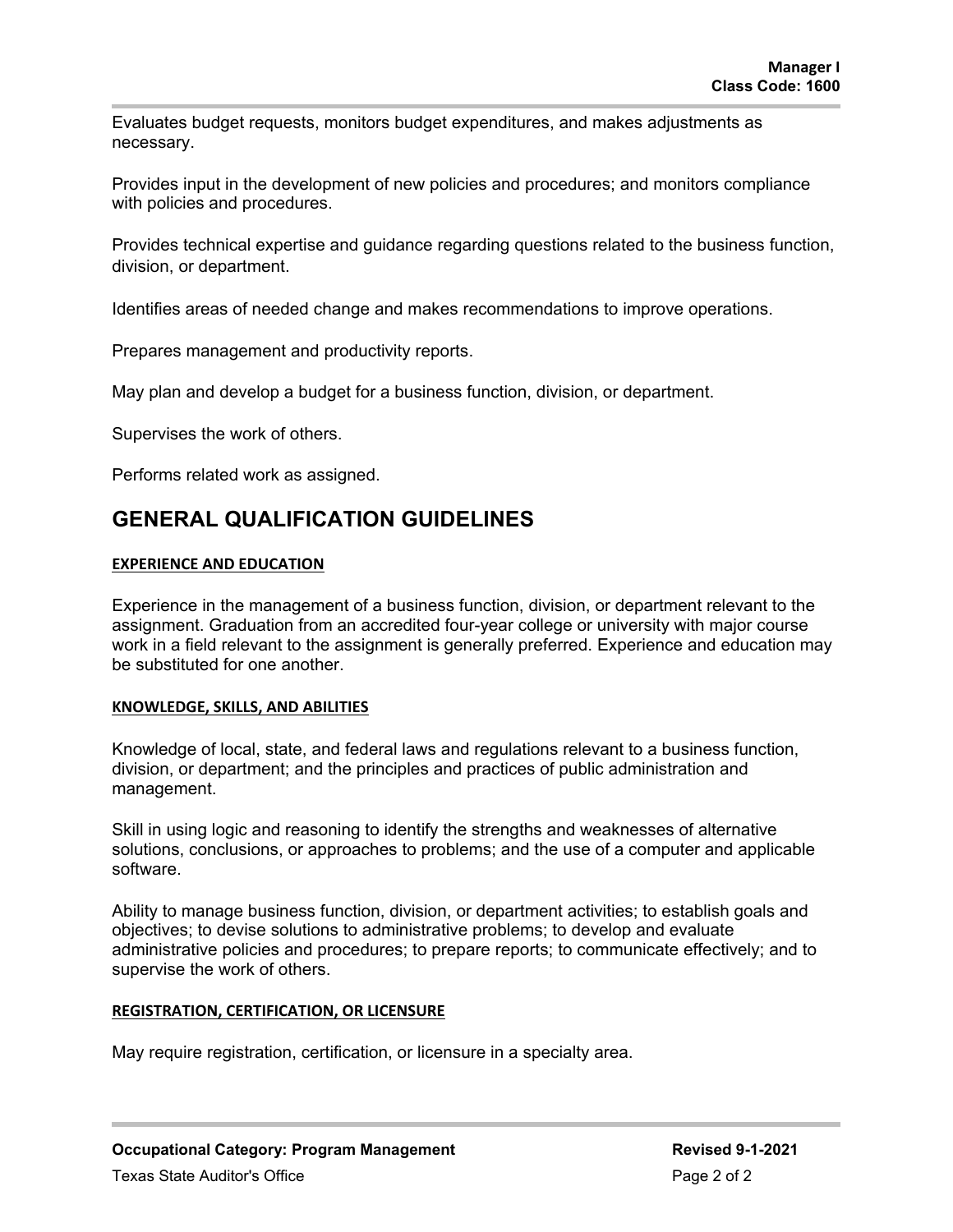Evaluates budget requests, monitors budget expenditures, and makes adjustments as necessary.

Provides input in the development of new policies and procedures; and monitors compliance with policies and procedures.

Provides technical expertise and guidance regarding questions related to the business function, division, or department.

Identifies areas of needed change and makes recommendations to improve operations.

Prepares management and productivity reports.

May plan and develop a budget for a business function, division, or department.

Supervises the work of others.

Performs related work as assigned.

## GENERAL QUALIFICATION GUIDELINES

### EXPERIENCE AND EDUCATION

Experience in the management of a business function, division, or department relevant to the assignment. Graduation from an accredited four-year college or university with major course work in a field relevant to the assignment is generally preferred. Experience and education may be substituted for one another.

### KNOWLEDGE, SKILLS, AND ABILITIES

Knowledge of local, state, and federal laws and regulations relevant to a business function, division, or department; and the principles and practices of public administration and management.

Skill in using logic and reasoning to identify the strengths and weaknesses of alternative solutions, conclusions, or approaches to problems; and the use of a computer and applicable software.

Ability to manage business function, division, or department activities; to establish goals and objectives; to devise solutions to administrative problems; to develop and evaluate administrative policies and procedures; to prepare reports; to communicate effectively; and to supervise the work of others.

### REGISTRATION, CERTIFICATION, OR LICENSURE

May require registration, certification, or licensure in a specialty area.